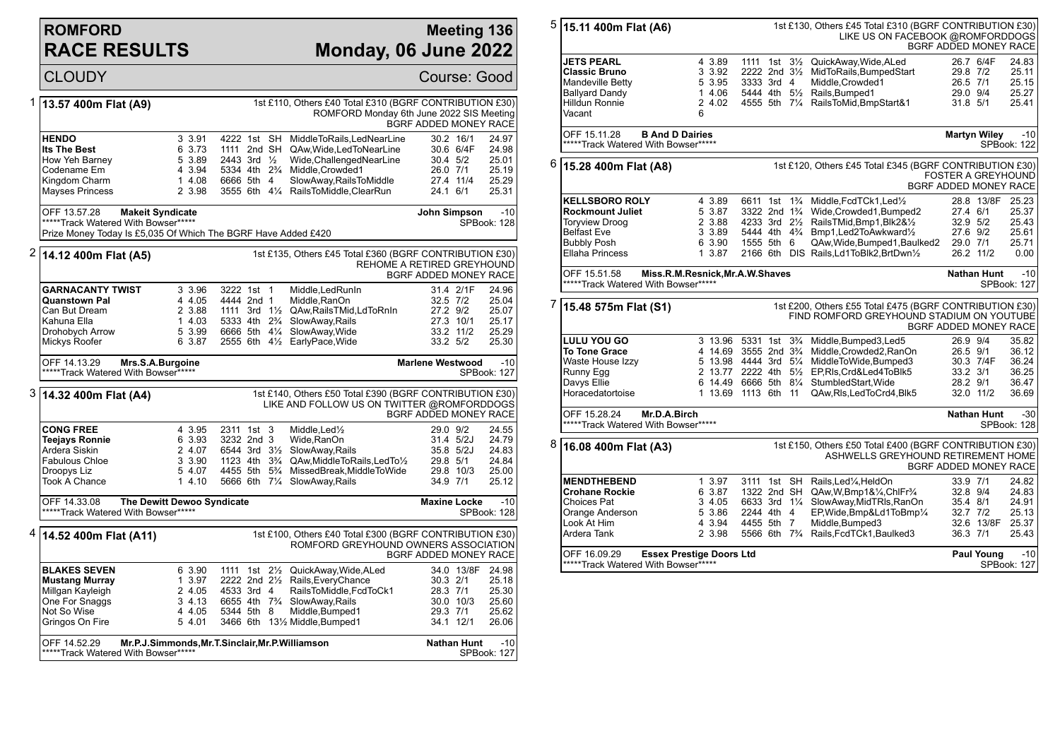# ROMFORD RACE RESULTS

## Meeting 136 — Monday, 06 June 2022

CLOUDY — Course: Good

### 1 — 13.57 400m Flat (A9)

1st £110, Others £40 Total £310 (BGRF CONTRIBUTION £30) ROMFORD Monday 6th June 2022 SIS Meeting BGRF ADDED MONEY RACE

| Name | Trap | Split | Sectionals | Pos | Dist | Comment | Wt | SP | Time |
|---|---|---|---|---|---|---|---|---|---|
| **HENDO** | 3 | 3.91 | 4222 | 1st | SH | MiddleToRails,LedNearLine | 30.2 | 16/1 | 24.97 |
| **Its The Best** | 6 | 3.73 | 1111 | 2nd | SH | QAw,Wide,LedToNearLine | 30.6 | 6/4F | 24.98 |
| How Yeh Barney | 5 | 3.89 | 2443 | 3rd | ½ | Wide,ChallengedNearLine | 30.4 | 5/2 | 25.01 |
| Codename Em | 4 | 3.94 | 5334 | 4th | 2¾ | Middle,Crowded1 | 26.0 | 7/1 | 25.19 |
| Kingdom Charm | 1 | 4.08 | 6666 | 5th | 4 | SlowAway,RailsToMiddle | 27.4 | 11/4 | 25.29 |
| Mayses Princess | 2 | 3.98 | 3555 | 6th | 4¼ | RailsToMiddle,ClearRun | 24.1 | 6/1 | 25.31 |

OFF 13.57.28 **Makeit Syndicate** — John Simpson -10
*****Track Watered With Bowser***** — SPBook: 128
Prize Money Today Is £5,035 Of Which The BGRF Have Added £420

### 2 — 14.12 400m Flat (A5)

1st £135, Others £45 Total £360 (BGRF CONTRIBUTION £30) REHOME A RETIRED GREYHOUND BGRF ADDED MONEY RACE

| Name | Trap | Split | Sectionals | Pos | Dist | Comment | Wt | SP | Time |
|---|---|---|---|---|---|---|---|---|---|
| **GARNACANTY TWIST** | 3 | 3.96 | 3222 | 1st | 1 | Middle,LedRunIn | 31.4 | 2/1F | 24.96 |
| **Quanstown Pal** | 4 | 4.05 | 4444 | 2nd | 1 | Middle,RanOn | 32.5 | 7/2 | 25.04 |
| Can But Dream | 2 | 3.88 | 1111 | 3rd | 1½ | QAw,RailsTMid,LdToRnIn | 27.2 | 9/2 | 25.07 |
| Kahuna Ella | 1 | 4.03 | 5333 | 4th | 2¾ | SlowAway,Rails | 27.3 | 10/1 | 25.17 |
| Drohobych Arrow | 5 | 3.99 | 6666 | 5th | 4¼ | SlowAway,Wide | 33.2 | 11/2 | 25.29 |
| Mickys Roofer | 6 | 3.87 | 2555 | 6th | 4½ | EarlyPace,Wide | 33.2 | 5/2 | 25.30 |

OFF 14.13.29 **Mrs.S.A.Burgoine** — Marlene Westwood -10
*****Track Watered With Bowser***** — SPBook: 127

### 3 — 14.32 400m Flat (A4)

1st £140, Others £50 Total £390 (BGRF CONTRIBUTION £30) LIKE AND FOLLOW US ON TWITTER @ROMFORDDOGS BGRF ADDED MONEY RACE

| Name | Trap | Split | Sectionals | Pos | Dist | Comment | Wt | SP | Time |
|---|---|---|---|---|---|---|---|---|---|
| **CONG FREE** | 4 | 3.95 | 2311 | 1st | 3 | Middle,Led½ | 29.0 | 9/2 | 24.55 |
| **Teejays Ronnie** | 6 | 3.93 | 3232 | 2nd | 3 | Wide,RanOn | 31.4 | 5/2J | 24.79 |
| Ardera Siskin | 2 | 4.07 | 6544 | 3rd | 3½ | SlowAway,Rails | 35.8 | 5/2J | 24.83 |
| Fabulous Chloe | 3 | 3.90 | 1123 | 4th | 3¾ | QAw,MiddleToRails,LedTo½ | 29.8 | 5/1 | 24.84 |
| Droopys Liz | 5 | 4.07 | 4455 | 5th | 5¾ | MissedBreak,MiddleToWide | 29.8 | 10/3 | 25.00 |
| Took A Chance | 1 | 4.10 | 5666 | 6th | 7¼ | SlowAway,Rails | 34.9 | 7/1 | 25.12 |

OFF 14.33.08 **The Dewitt Dewoo Syndicate** — Maxine Locke -10
*****Track Watered With Bowser***** — SPBook: 128

### 4 — 14.52 400m Flat (A11)

1st £100, Others £40 Total £300 (BGRF CONTRIBUTION £30) ROMFORD GREYHOUND OWNERS ASSOCIATION BGRF ADDED MONEY RACE

| Name | Trap | Split | Sectionals | Pos | Dist | Comment | Wt | SP | Time |
|---|---|---|---|---|---|---|---|---|---|
| **BLAKES SEVEN** | 6 | 3.90 | 1111 | 1st | 2½ | QuickAway,Wide,ALed | 34.0 | 13/8F | 24.98 |
| **Mustang Murray** | 1 | 3.97 | 2222 | 2nd | 2½ | Rails,EveryChance | 30.3 | 2/1 | 25.18 |
| Millgan Kayleigh | 2 | 4.05 | 4533 | 3rd | 4 | RailsToMiddle,FcdToCk1 | 28.3 | 7/1 | 25.30 |
| One For Snaggs | 3 | 4.13 | 6655 | 4th | 7¾ | SlowAway,Rails | 30.0 | 10/3 | 25.60 |
| Not So Wise | 4 | 4.05 | 5344 | 5th | 8 | Middle,Bumped1 | 29.3 | 7/1 | 25.62 |
| Gringos On Fire | 5 | 4.01 | 3466 | 6th | 13½ | Middle,Bumped1 | 34.1 | 12/1 | 26.06 |

OFF 14.52.29 **Mr.P.J.Simmonds,Mr.T.Sinclair,Mr.P.Williamson** — Nathan Hunt -10
*****Track Watered With Bowser***** — SPBook: 127

### 5 — 15.11 400m Flat (A6)

1st £130, Others £45 Total £310 (BGRF CONTRIBUTION £30) LIKE US ON FACEBOOK @ROMFORDDOGS BGRF ADDED MONEY RACE

| Name | Trap | Split | Sectionals | Pos | Dist | Comment | Wt | SP | Time |
|---|---|---|---|---|---|---|---|---|---|
| **JETS PEARL** | 4 | 3.89 | 1111 | 1st | 3½ | QuickAway,Wide,ALed | 26.7 | 6/4F | 24.83 |
| **Classic Bruno** | 3 | 3.92 | 2222 | 2nd | 3½ | MidToRails,BumpedStart | 29.8 | 7/2 | 25.11 |
| Mandeville Betty | 5 | 3.95 | 3333 | 3rd | 4 | Middle,Crowded1 | 26.5 | 7/1 | 25.15 |
| Ballyard Dandy | 1 | 4.06 | 5444 | 4th | 5½ | Rails,Bumped1 | 29.0 | 9/4 | 25.27 |
| Hilldun Ronnie | 2 | 4.02 | 4555 | 5th | 7¼ | RailsToMid,BmpStart&1 | 31.8 | 5/1 | 25.41 |
| Vacant | 6 | | | | | | | | |

OFF 15.11.28 **B And D Dairies** — Martyn Wiley -10
*****Track Watered With Bowser***** — SPBook: 122

### 6 — 15.28 400m Flat (A8)

1st £120, Others £45 Total £345 (BGRF CONTRIBUTION £30) FOSTER A GREYHOUND BGRF ADDED MONEY RACE

| Name | Trap | Split | Sectionals | Pos | Dist | Comment | Wt | SP | Time |
|---|---|---|---|---|---|---|---|---|---|
| **KELLSBORO ROLY** | 4 | 3.89 | 6611 | 1st | 1¾ | Middle,FcdTCk1,Led½ | 28.8 | 13/8F | 25.23 |
| **Rockmount Juliet** | 5 | 3.87 | 3322 | 2nd | 1¾ | Wide,Crowded1,Bumped2 | 27.4 | 6/1 | 25.37 |
| Toryview Droog | 2 | 3.88 | 4233 | 3rd | 2½ | RailsTMid,Bmp1,Blk2&½ | 32.9 | 5/2 | 25.43 |
| Belfast Eve | 3 | 3.89 | 5444 | 4th | 4¾ | Bmp1,Led2ToAwkward½ | 27.6 | 9/2 | 25.61 |
| Bubbly Posh | 6 | 3.90 | 1555 | 5th | 6 | QAw,Wide,Bumped1,Baulked2 | 29.0 | 7/1 | 25.71 |
| Ellaha Princess | 1 | 3.87 | 2166 | 6th | DIS | Rails,Ld1ToBlk2,BrtDwn½ | 26.2 | 11/2 | 0.00 |

OFF 15.51.58 **Miss.R.M.Resnick,Mr.A.W.Shaves** — Nathan Hunt -10
*****Track Watered With Bowser***** — SPBook: 127

### 7 — 15.48 575m Flat (S1)

1st £200, Others £55 Total £475 (BGRF CONTRIBUTION £30) FIND ROMFORD GREYHOUND STADIUM ON YOUTUBE BGRF ADDED MONEY RACE

| Name | Trap | Split | Sectionals | Pos | Dist | Comment | Wt | SP | Time |
|---|---|---|---|---|---|---|---|---|---|
| **LULU YOU GO** | 3 | 13.96 | 5331 | 1st | 3¾ | Middle,Bumped3,Led5 | 26.9 | 9/4 | 35.82 |
| **To Tone Grace** | 4 | 14.69 | 3555 | 2nd | 3¾ | Middle,Crowded2,RanOn | 26.5 | 9/1 | 36.12 |
| Waste House Izzy | 5 | 13.98 | 4444 | 3rd | 5¼ | MiddleToWide,Bumped3 | 30.3 | 7/4F | 36.24 |
| Runny Egg | 2 | 13.77 | 2222 | 4th | 5½ | EP,Rls,Crd&Led4ToBlk5 | 33.2 | 3/1 | 36.25 |
| Davys Ellie | 6 | 14.49 | 6666 | 5th | 8¼ | StumbledStart,Wide | 28.2 | 9/1 | 36.47 |
| Horacedatortoise | 1 | 13.69 | 1113 | 6th | 11 | QAw,Rls,LedToCrd4,Blk5 | 32.0 | 11/2 | 36.69 |

OFF 15.28.24 **Mr.D.A.Birch** — Nathan Hunt -30
*****Track Watered With Bowser***** — SPBook: 128

### 8 — 16.08 400m Flat (A3)

1st £150, Others £50 Total £400 (BGRF CONTRIBUTION £30) ASHWELLS GREYHOUND RETIREMENT HOME BGRF ADDED MONEY RACE

| Name | Trap | Split | Sectionals | Pos | Dist | Comment | Wt | SP | Time |
|---|---|---|---|---|---|---|---|---|---|
| **MENDTHEBEND** | 1 | 3.97 | 3111 | 1st | SH | Rails,Led¼,HeldOn | 33.9 | 7/1 | 24.82 |
| **Crohane Rockie** | 6 | 3.87 | 1322 | 2nd | SH | QAw,W,Bmp1&¼,ChlFr¾ | 32.8 | 9/4 | 24.83 |
| Choices Pat | 3 | 4.05 | 6633 | 3rd | 1¼ | SlowAway,MidTRls,RanOn | 35.4 | 8/1 | 24.91 |
| Orange Anderson | 5 | 3.86 | 2244 | 4th | 4 | EP,Wide,Bmp&Ld1ToBmp¼ | 32.7 | 7/2 | 25.13 |
| Look At Him | 4 | 3.94 | 4455 | 5th | 7 | Middle,Bumped3 | 32.6 | 13/8F | 25.37 |
| Ardera Tank | 2 | 3.98 | 5566 | 6th | 7¾ | Rails,FcdTCk1,Baulked3 | 36.3 | 7/1 | 25.43 |

OFF 16.09.29 **Essex Prestige Doors Ltd** — Paul Young -10
*****Track Watered With Bowser***** — SPBook: 127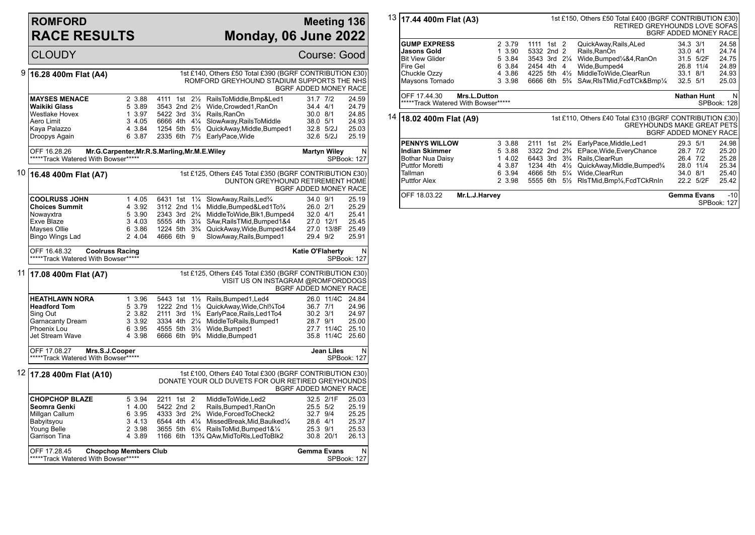# ROMFORD RACE RESULTS

## Meeting 136 — Monday, 06 June 2022

CLOUDY — Course: Good

### 9 — 16.28 400m Flat (A4)

1st £140, Others £50 Total £390 (BGRF CONTRIBUTION £30)
ROMFORD GREYHOUND STADIUM SUPPORTS THE NHS
BGRF ADDED MONEY RACE

| | | | | | | | | | |
|---|---|---|---|---|---|---|---|---|---|
| **MAYSES MENACE** | 2 3.88 | 4111 | 1st | 2½ | RailsToMiddle,Bmp&Led1 | 31.7 | 7/2 | 24.59 |
| **Waikiki Glass** | 5 3.89 | 3543 | 2nd | 2½ | Wide,Crowded1,RanOn | 34.4 | 4/1 | 24.79 |
| Westlake Hovex | 1 3.97 | 5422 | 3rd | 3¼ | Rails,RanOn | 30.0 | 8/1 | 24.85 |
| Aero Limit | 3 4.05 | 6666 | 4th | 4¼ | SlowAway,RailsToMiddle | 38.0 | 5/1 | 24.93 |
| Kaya Palazzo | 4 3.84 | 1254 | 5th | 5½ | QuickAway,Middle,Bumped1 | 32.8 | 5/2J | 25.03 |
| Droopys Again | 6 3.87 | 2335 | 6th | 7½ | EarlyPace,Wide | 32.6 | 5/2J | 25.19 |

OFF 16.28.26 Mr.G.Carpenter,Mr.R.S.Marling,Mr.M.E.Wiley — Martyn Wiley — N
*****Track Watered With Bowser***** — SPBook: 127

### 10 — 16.48 400m Flat (A7)

1st £125, Others £45 Total £350 (BGRF CONTRIBUTION £30)
DUNTON GREYHOUND RETIREMENT HOME
BGRF ADDED MONEY RACE

| | | | | | | | | |
|---|---|---|---|---|---|---|---|---|
| **COOLRUSS JOHN** | 1 4.05 | 6431 | 1st | 1¼ | SlowAway,Rails,Led¾ | 34.0 | 9/1 | 25.19 |
| **Choices Summit** | 4 3.92 | 3112 | 2nd | 1¼ | Middle,Bumped&Led1To¾ | 26.0 | 2/1 | 25.29 |
| Nowayxtra | 5 3.90 | 2343 | 3rd | 2¾ | MiddleToWide,Blk1,Bumped4 | 32.0 | 4/1 | 25.41 |
| Exve Blaze | 3 4.03 | 5555 | 4th | 3¼ | SAw,RailsTMid,Bumped1&4 | 27.0 | 12/1 | 25.45 |
| Mayses Ollie | 6 3.86 | 1224 | 5th | 3¾ | QuickAway,Wide,Bumped1&4 | 27.0 | 13/8F | 25.49 |
| Bingo Wings Lad | 2 4.04 | 4666 | 6th | 9 | SlowAway,Rails,Bumped1 | 29.4 | 9/2 | 25.91 |

OFF 16.48.32 Coolruss Racing — Katie O'Flaherty — N
*****Track Watered With Bowser***** — SPBook: 127

### 11 — 17.08 400m Flat (A7)

1st £125, Others £45 Total £350 (BGRF CONTRIBUTION £30)
VISIT US ON INSTAGRAM @ROMFORDDOGS
BGRF ADDED MONEY RACE

| | | | | | | | | |
|---|---|---|---|---|---|---|---|---|
| **HEATHLAWN NORA** | 1 3.96 | 5443 | 1st | 1½ | Rails,Bumped1,Led4 | 26.0 | 11/4C | 24.84 |
| **Headford Tom** | 5 3.79 | 1222 | 2nd | 1½ | QuickAway,Wide,Chl¾To4 | 36.7 | 7/1 | 24.96 |
| Sing Out | 2 3.82 | 2111 | 3rd | 1¾ | EarlyPace,Rails,Led1To4 | 30.2 | 3/1 | 24.97 |
| Garnacanty Dream | 3 3.92 | 3334 | 4th | 2¼ | MiddleToRails,Bumped1 | 28.7 | 9/1 | 25.00 |
| Phoenix Lou | 6 3.95 | 4555 | 5th | 3½ | Wide,Bumped1 | 27.7 | 11/4C | 25.10 |
| Jet Stream Wave | 4 3.98 | 6666 | 6th | 9¾ | Middle,Bumped1 | 35.8 | 11/4C | 25.60 |

OFF 17.08.27 Mrs.S.J.Cooper — Jean Liles — N
*****Track Watered With Bowser***** — SPBook: 127

### 12 — 17.28 400m Flat (A10)

1st £100, Others £40 Total £300 (BGRF CONTRIBUTION £30)
DONATE YOUR OLD DUVETS FOR OUR RETIRED GREYHOUNDS
BGRF ADDED MONEY RACE

| | | | | | | | | |
|---|---|---|---|---|---|---|---|---|
| **CHOPCHOP BLAZE** | 5 3.94 | 2211 | 1st | 2 | MiddleToWide,Led2 | 32.5 | 2/1F | 25.03 |
| **Seomra Genki** | 1 4.00 | 5422 | 2nd | 2 | Rails,Bumped1,RanOn | 25.5 | 5/2 | 25.19 |
| Millgan Callum | 6 3.95 | 4333 | 3rd | 2¾ | Wide,ForcedToCheck2 | 32.7 | 9/4 | 25.25 |
| Babyitsyou | 3 4.13 | 6544 | 4th | 4¼ | MissedBreak,Mid,Baulked¼ | 28.6 | 4/1 | 25.37 |
| Young Belle | 2 3.98 | 3655 | 5th | 6¼ | RailsToMid,Bumped1&¼ | 25.3 | 9/1 | 25.53 |
| Garrison Tina | 4 3.89 | 1166 | 6th | 13¾ | QAw,MidToRls,LedToBlk2 | 30.8 | 20/1 | 26.13 |

OFF 17.28.45 Chopchop Members Club — Gemma Evans — N
*****Track Watered With Bowser***** — SPBook: 127

### 13 — 17.44 400m Flat (A3)

1st £150, Others £50 Total £400 (BGRF CONTRIBUTION £30)
RETIRED GREYHOUNDS LOVE SOFAS
BGRF ADDED MONEY RACE

| | | | | | | | | |
|---|---|---|---|---|---|---|---|---|
| **GUMP EXPRESS** | 2 3.79 | 1111 | 1st | 2 | QuickAway,Rails,ALed | 34.3 | 3/1 | 24.58 |
| **Jasons Gold** | 1 3.90 | 5332 | 2nd | 2 | Rails,RanOn | 33.0 | 4/1 | 24.74 |
| Bit View Glider | 5 3.84 | 3543 | 3rd | 2¼ | Wide,Bumped¼&4,RanOn | 31.5 | 5/2F | 24.75 |
| Fire Gel | 6 3.84 | 2454 | 4th | 4 | Wide,Bumped4 | 26.8 | 11/4 | 24.89 |
| Chuckle Ozzy | 4 3.86 | 4225 | 5th | 4½ | MiddleToWide,ClearRun | 33.1 | 8/1 | 24.93 |
| Maysons Tornado | 3 3.98 | 6666 | 6th | 5¾ | SAw,RlsTMid,FcdTCk&Bmp¼ | 32.5 | 5/1 | 25.03 |

OFF 17.44.30 Mrs.L.Dutton — Nathan Hunt — N
*****Track Watered With Bowser***** — SPBook: 128

### 14 — 18.02 400m Flat (A9)

1st £110, Others £40 Total £310 (BGRF CONTRIBUTION £30)
GREYHOUNDS MAKE GREAT PETS
BGRF ADDED MONEY RACE

| | | | | | | | | |
|---|---|---|---|---|---|---|---|---|
| **PENNYS WILLOW** | 3 3.88 | 2111 | 1st | 2¾ | EarlyPace,Middle,Led1 | 29.3 | 5/1 | 24.98 |
| **Indian Skimmer** | 5 3.88 | 3322 | 2nd | 2¾ | EPace,Wide,EveryChance | 28.7 | 7/2 | 25.20 |
| Bothar Nua Daisy | 1 4.02 | 6443 | 3rd | 3¾ | Rails,ClearRun | 26.4 | 7/2 | 25.28 |
| Puttfor Moretti | 4 3.87 | 1234 | 4th | 4½ | QuickAway,Middle,Bumped¾ | 28.0 | 11/4 | 25.34 |
| Tallman | 6 3.94 | 4666 | 5th | 5¼ | Wide,ClearRun | 34.0 | 8/1 | 25.40 |
| Puttfor Alex | 2 3.98 | 5555 | 6th | 5½ | RlsTMid,Bmp¾,FcdTCkRnIn | 22.2 | 5/2F | 25.42 |

OFF 18.03.22 Mr.L.J.Harvey — Gemma Evans — -10
SPBook: 127